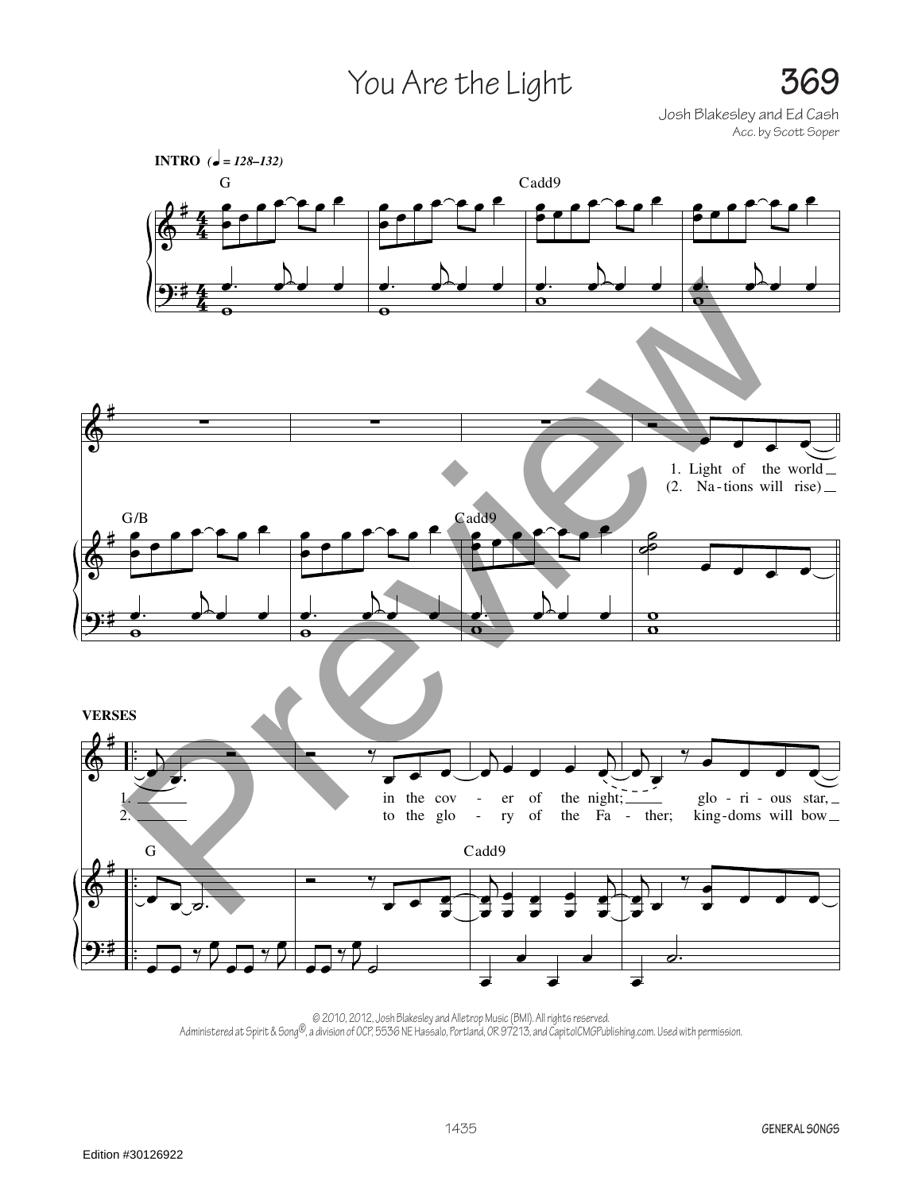# You Are the Light

**369**

Josh Blakesley and Ed Cash
Acc. by Scott Soper

**INTRO** (♩ = 128–132)

G — Cadd9

G/B — Cadd9

1. Light of the world
(2. Na-tions will rise)

**VERSES**

G — Cadd9

1. in the cov - er of the night; glo - ri - ous star,
2. to the glo - ry of the Fa - ther; king-doms will bow

© 2010, 2012, Josh Blakesley and Alletrop Music (BMI). All rights reserved.
Administered at Spirit & Song®, a division of OCP, 5536 NE Hassalo, Portland, OR 97213, and CapitolCMGPublishing.com. Used with permission.

GENERAL SONGS

Edition #30126922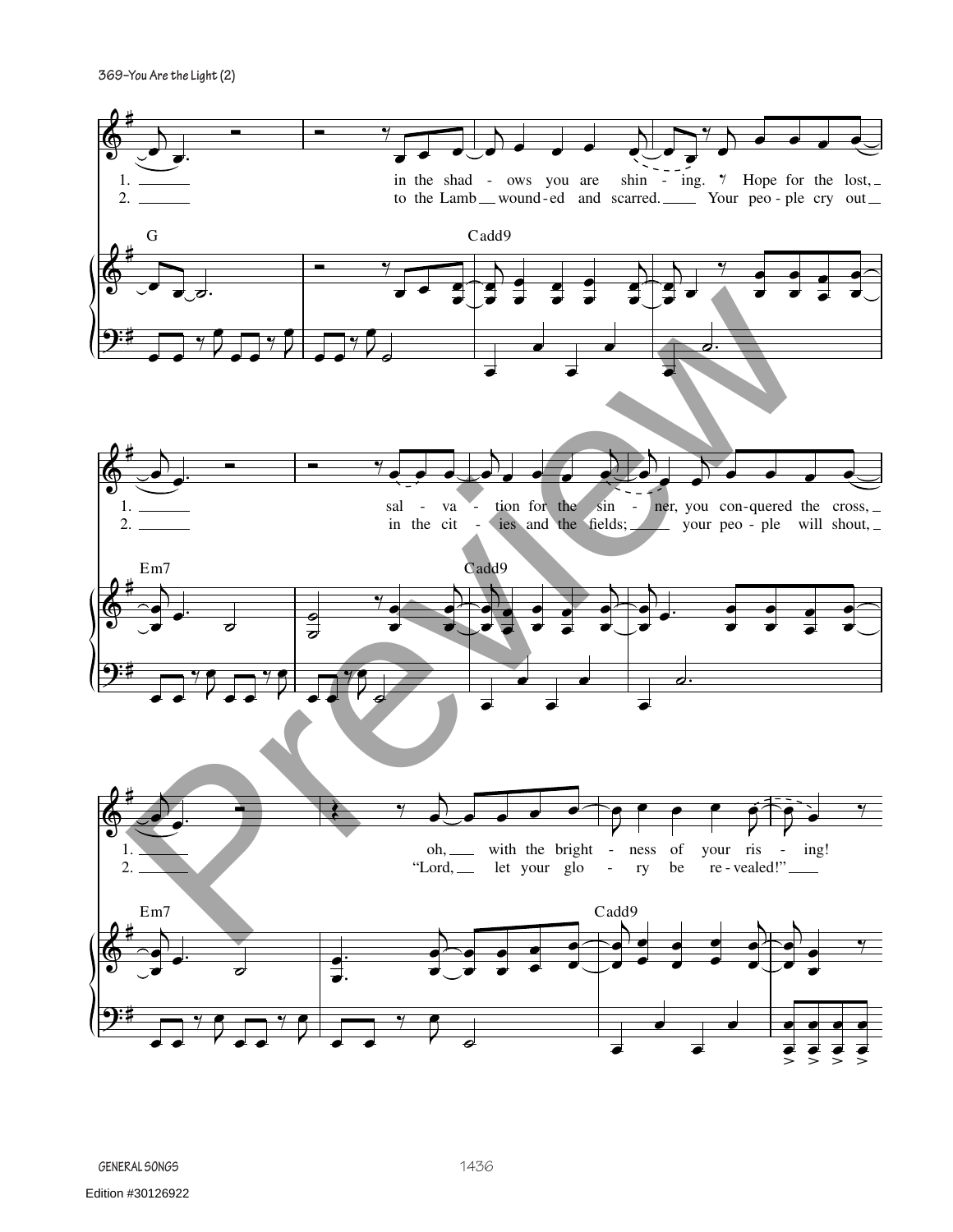1. in the shad - ows you are shin - ing. Hope for the lost, sal - va - tion for the sin - ner, you con-quered the cross, oh, with the bright - ness of your ris - ing!

2. to the Lamb wound-ed and scarred. Your peo - ple cry out in the cit - ies and the fields; your peo - ple will shout, "Lord, let your glo - ry be re - vealed!"

G | Cadd9 | Em7 | Cadd9 | Em7 | Cadd9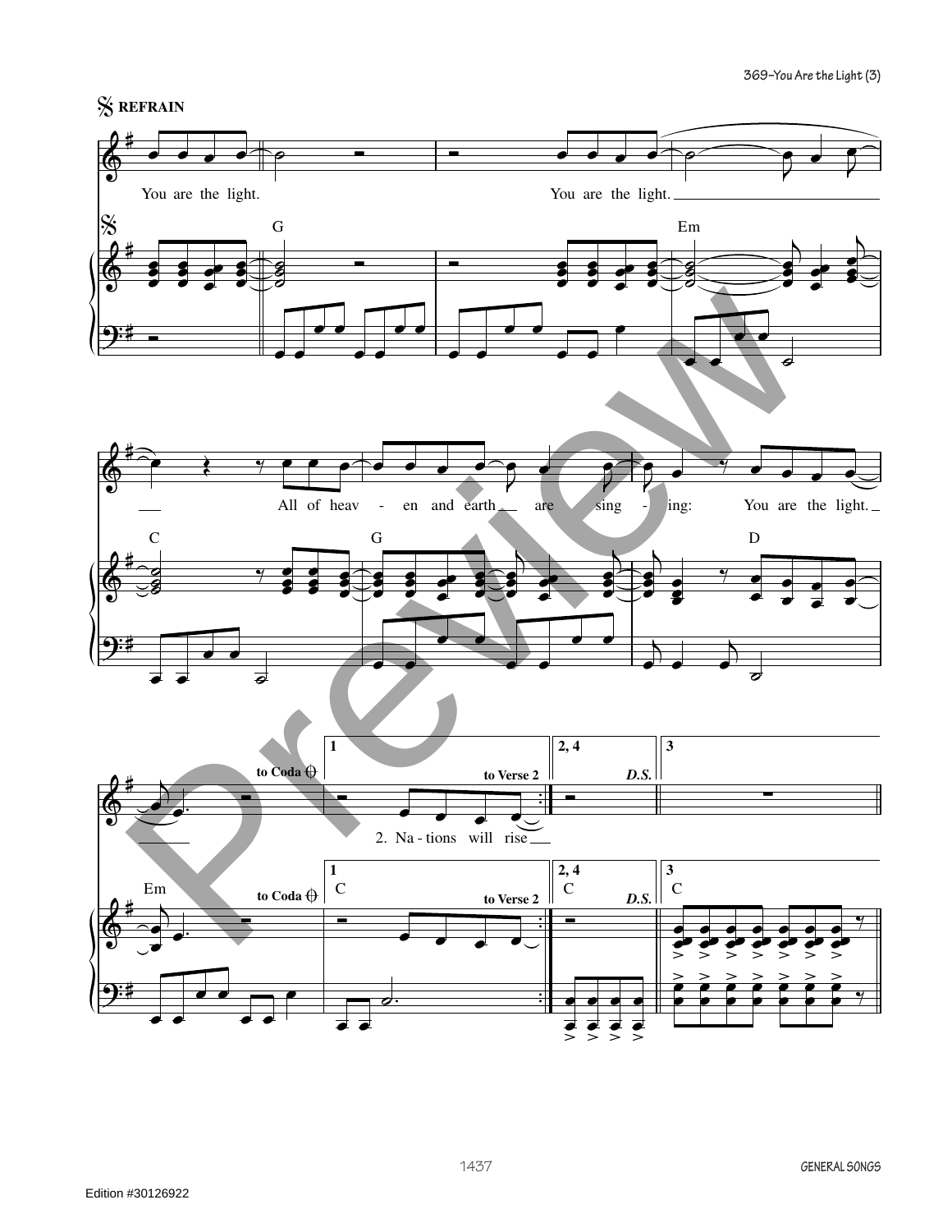REFRAIN

You are the light. You are the light.

G Em

All of heav - en and earth are sing - ing: You are the light.

C G D

to Coda

1 to Verse 2

2. Na - tions will rise

2, 4 D.S.

3

Em C C C

Edition #30126922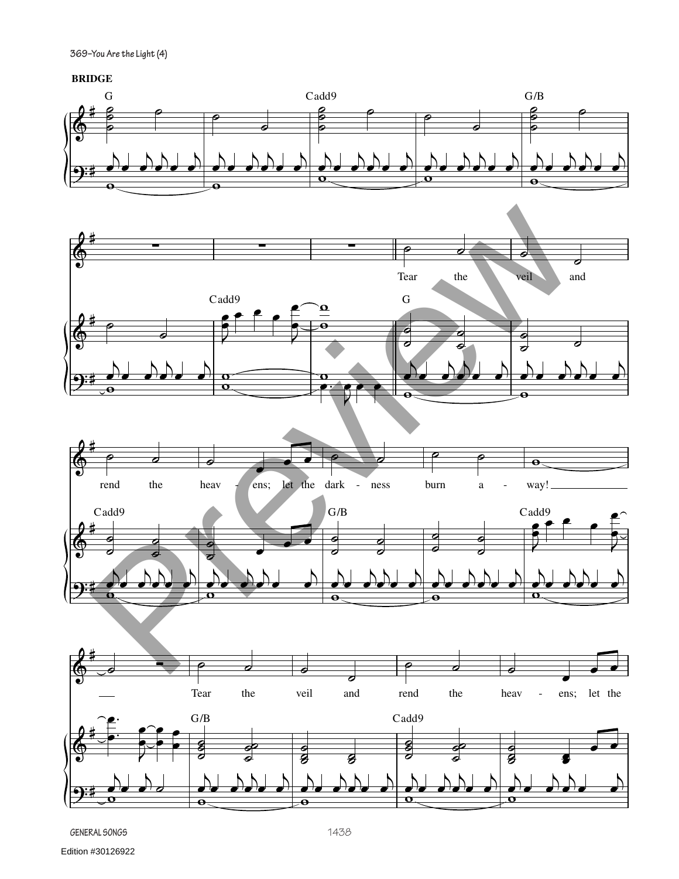BRIDGE

G — Cadd9 — G/B

Cadd9

G

Tear the veil and

Cadd9 — G/B — Cadd9

rend the heav - ens; let the dark - ness burn a - way!

G/B — Cadd9

Tear the veil and rend the heav - ens; let the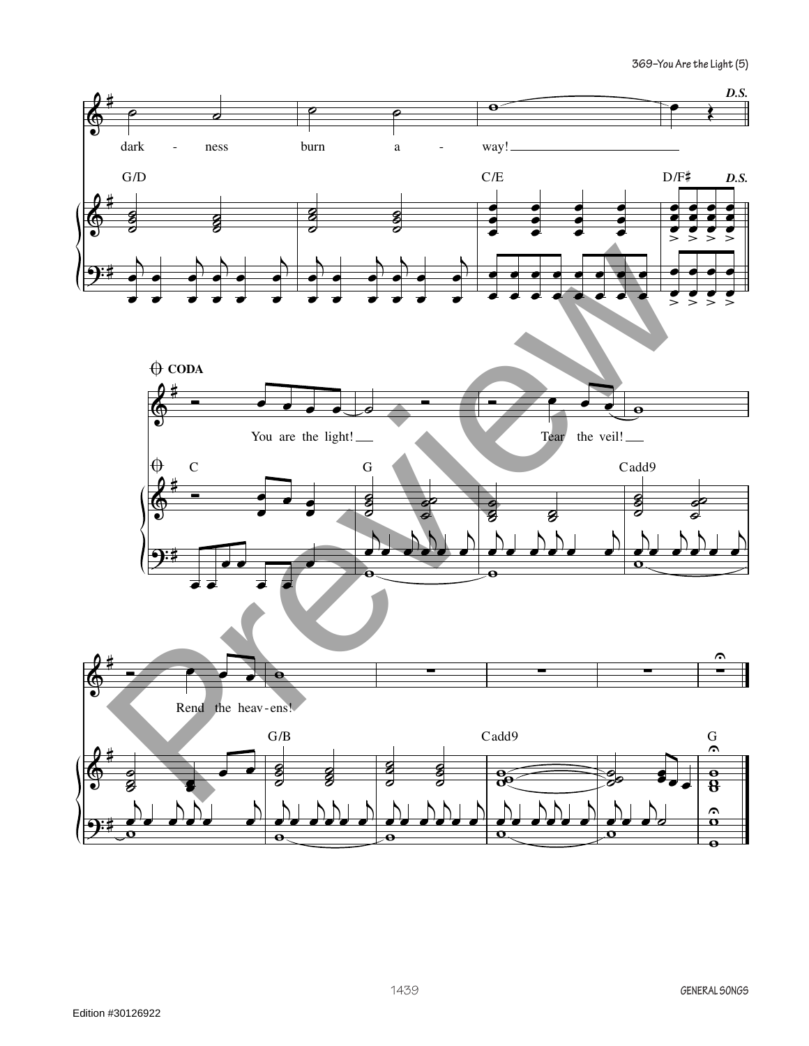dark - ness burn a - way!

G/D C/E D/F♯

*D.S.*

**CODA**

You are the light! Tear the veil!

C G Cadd9

Rend the heav-ens!

G/B Cadd9 G

Edition #30126922